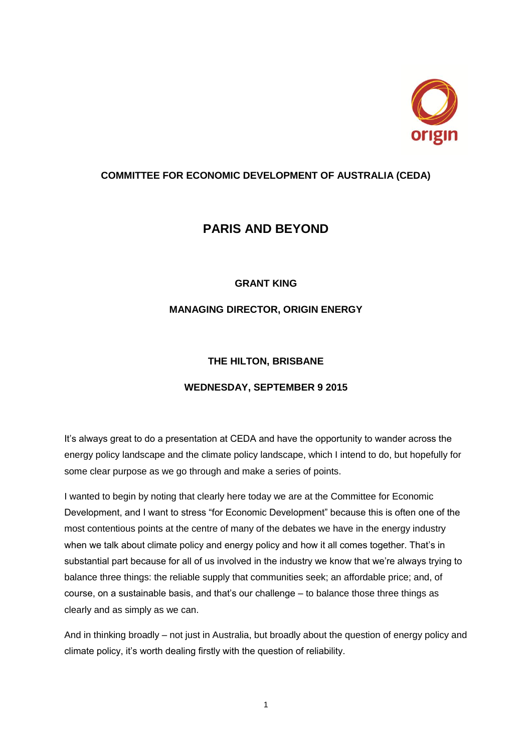**COMMITTEE FOR ECONOMIC DEVELOPMENT OF AUSTRALIA (CEDA)**

# PARIS AND BEYOND

**GRANT KING**

**MANAGING DIRECTOR, ORIGIN ENERGY**

**THE HILTON, BRISBANE**

**WEDNESDAY, SEPTEMBER 9 2015**

It's always great to do a presentation at CEDA and have the opportunity to wander across the energy policy landscape and the climate policy landscape, which I intend to do, but hopefully for some clear purpose as we go through and make a series of points.

I wanted to begin by noting that clearly here today we are at the Committee for Economic Development, and I want to stress "for Economic Development" because this is often one of the most contentious points at the centre of many of the debates we have in the energy industry when we talk about climate policy and energy policy and how it all comes together. That's in substantial part because for all of us involved in the industry we know that we're always trying to balance three things: the reliable supply that communities seek; an affordable price; and, of course, on a sustainable basis, and that's our challenge – to balance those three things as clearly and as simply as we can.

And in thinking broadly – not just in Australia, but broadly about the question of energy policy and climate policy, it's worth dealing firstly with the question of reliability.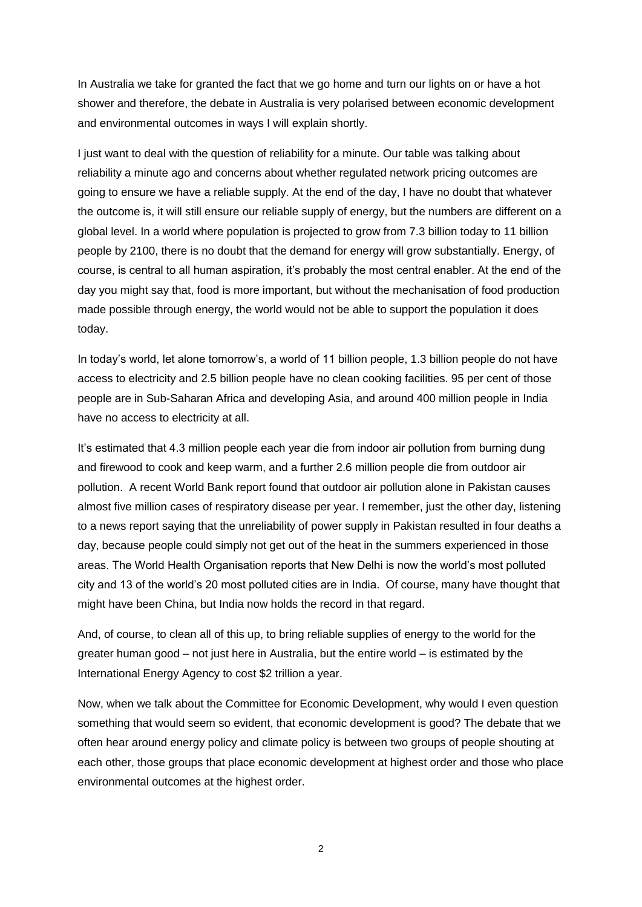In Australia we take for granted the fact that we go home and turn our lights on or have a hot shower and therefore, the debate in Australia is very polarised between economic development and environmental outcomes in ways I will explain shortly.

I just want to deal with the question of reliability for a minute. Our table was talking about reliability a minute ago and concerns about whether regulated network pricing outcomes are going to ensure we have a reliable supply. At the end of the day, I have no doubt that whatever the outcome is, it will still ensure our reliable supply of energy, but the numbers are different on a global level. In a world where population is projected to grow from 7.3 billion today to 11 billion people by 2100, there is no doubt that the demand for energy will grow substantially. Energy, of course, is central to all human aspiration, it's probably the most central enabler. At the end of the day you might say that, food is more important, but without the mechanisation of food production made possible through energy, the world would not be able to support the population it does today.

In today's world, let alone tomorrow's, a world of 11 billion people, 1.3 billion people do not have access to electricity and 2.5 billion people have no clean cooking facilities. 95 per cent of those people are in Sub-Saharan Africa and developing Asia, and around 400 million people in India have no access to electricity at all.

It's estimated that 4.3 million people each year die from indoor air pollution from burning dung and firewood to cook and keep warm, and a further 2.6 million people die from outdoor air pollution. A recent World Bank report found that outdoor air pollution alone in Pakistan causes almost five million cases of respiratory disease per year. I remember, just the other day, listening to a news report saying that the unreliability of power supply in Pakistan resulted in four deaths a day, because people could simply not get out of the heat in the summers experienced in those areas. The World Health Organisation reports that New Delhi is now the world's most polluted city and 13 of the world's 20 most polluted cities are in India. Of course, many have thought that might have been China, but India now holds the record in that regard.

And, of course, to clean all of this up, to bring reliable supplies of energy to the world for the greater human good – not just here in Australia, but the entire world – is estimated by the International Energy Agency to cost $2 trillion a year.

Now, when we talk about the Committee for Economic Development, why would I even question something that would seem so evident, that economic development is good? The debate that we often hear around energy policy and climate policy is between two groups of people shouting at each other, those groups that place economic development at highest order and those who place environmental outcomes at the highest order.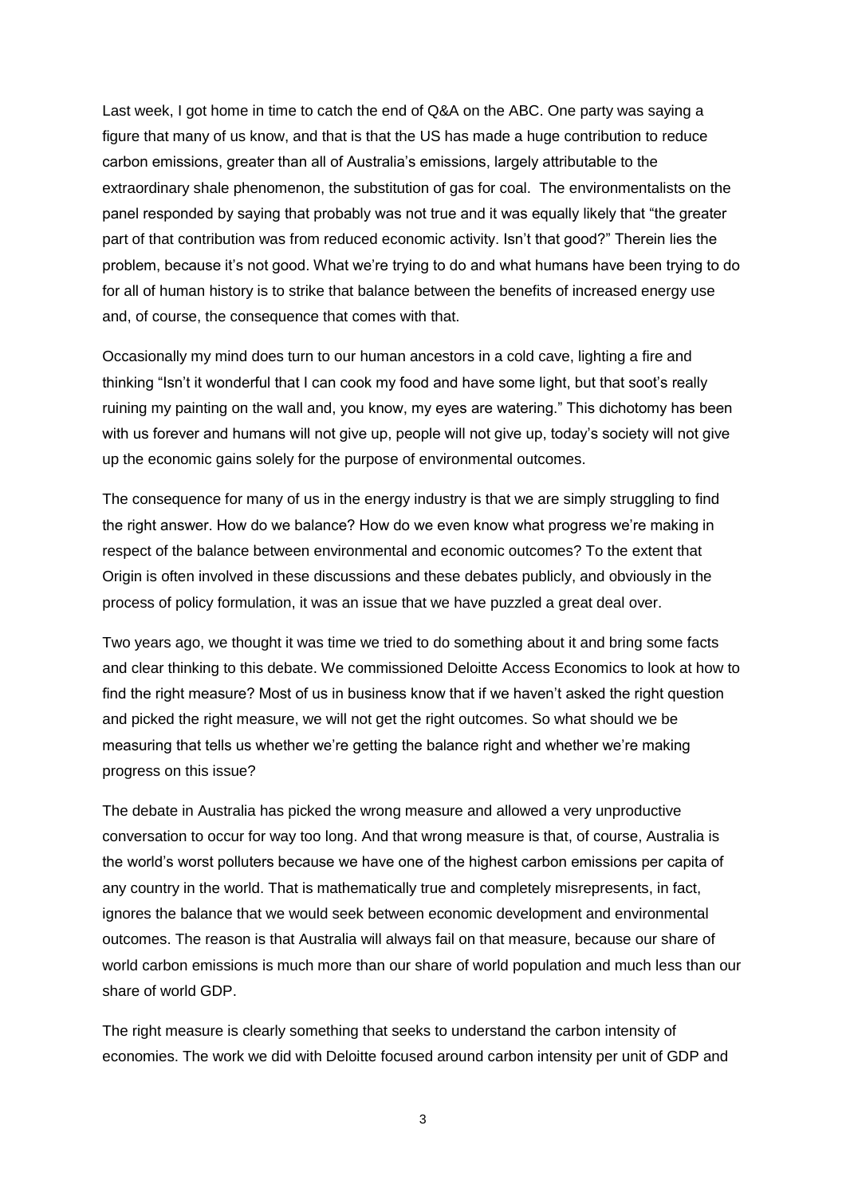Last week, I got home in time to catch the end of Q&A on the ABC. One party was saying a figure that many of us know, and that is that the US has made a huge contribution to reduce carbon emissions, greater than all of Australia's emissions, largely attributable to the extraordinary shale phenomenon, the substitution of gas for coal. The environmentalists on the panel responded by saying that probably was not true and it was equally likely that "the greater part of that contribution was from reduced economic activity. Isn't that good?" Therein lies the problem, because it's not good. What we're trying to do and what humans have been trying to do for all of human history is to strike that balance between the benefits of increased energy use and, of course, the consequence that comes with that.

Occasionally my mind does turn to our human ancestors in a cold cave, lighting a fire and thinking "Isn't it wonderful that I can cook my food and have some light, but that soot's really ruining my painting on the wall and, you know, my eyes are watering." This dichotomy has been with us forever and humans will not give up, people will not give up, today's society will not give up the economic gains solely for the purpose of environmental outcomes.

The consequence for many of us in the energy industry is that we are simply struggling to find the right answer. How do we balance? How do we even know what progress we're making in respect of the balance between environmental and economic outcomes? To the extent that Origin is often involved in these discussions and these debates publicly, and obviously in the process of policy formulation, it was an issue that we have puzzled a great deal over.

Two years ago, we thought it was time we tried to do something about it and bring some facts and clear thinking to this debate. We commissioned Deloitte Access Economics to look at how to find the right measure? Most of us in business know that if we haven't asked the right question and picked the right measure, we will not get the right outcomes. So what should we be measuring that tells us whether we're getting the balance right and whether we're making progress on this issue?

The debate in Australia has picked the wrong measure and allowed a very unproductive conversation to occur for way too long. And that wrong measure is that, of course, Australia is the world's worst polluters because we have one of the highest carbon emissions per capita of any country in the world. That is mathematically true and completely misrepresents, in fact, ignores the balance that we would seek between economic development and environmental outcomes. The reason is that Australia will always fail on that measure, because our share of world carbon emissions is much more than our share of world population and much less than our share of world GDP.

The right measure is clearly something that seeks to understand the carbon intensity of economies. The work we did with Deloitte focused around carbon intensity per unit of GDP and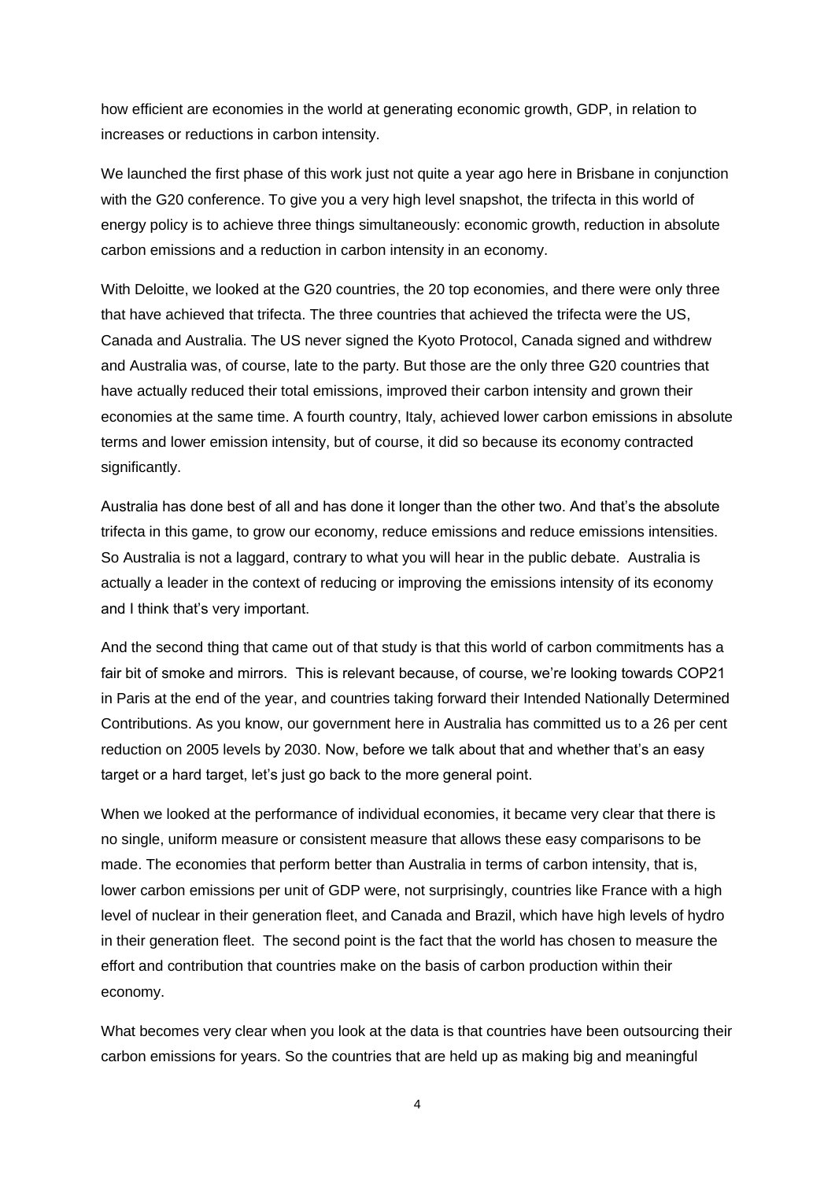how efficient are economies in the world at generating economic growth, GDP, in relation to increases or reductions in carbon intensity.

We launched the first phase of this work just not quite a year ago here in Brisbane in conjunction with the G20 conference. To give you a very high level snapshot, the trifecta in this world of energy policy is to achieve three things simultaneously: economic growth, reduction in absolute carbon emissions and a reduction in carbon intensity in an economy.

With Deloitte, we looked at the G20 countries, the 20 top economies, and there were only three that have achieved that trifecta. The three countries that achieved the trifecta were the US, Canada and Australia. The US never signed the Kyoto Protocol, Canada signed and withdrew and Australia was, of course, late to the party. But those are the only three G20 countries that have actually reduced their total emissions, improved their carbon intensity and grown their economies at the same time. A fourth country, Italy, achieved lower carbon emissions in absolute terms and lower emission intensity, but of course, it did so because its economy contracted significantly.

Australia has done best of all and has done it longer than the other two. And that's the absolute trifecta in this game, to grow our economy, reduce emissions and reduce emissions intensities. So Australia is not a laggard, contrary to what you will hear in the public debate. Australia is actually a leader in the context of reducing or improving the emissions intensity of its economy and I think that's very important.

And the second thing that came out of that study is that this world of carbon commitments has a fair bit of smoke and mirrors. This is relevant because, of course, we're looking towards COP21 in Paris at the end of the year, and countries taking forward their Intended Nationally Determined Contributions. As you know, our government here in Australia has committed us to a 26 per cent reduction on 2005 levels by 2030. Now, before we talk about that and whether that's an easy target or a hard target, let's just go back to the more general point.

When we looked at the performance of individual economies, it became very clear that there is no single, uniform measure or consistent measure that allows these easy comparisons to be made. The economies that perform better than Australia in terms of carbon intensity, that is, lower carbon emissions per unit of GDP were, not surprisingly, countries like France with a high level of nuclear in their generation fleet, and Canada and Brazil, which have high levels of hydro in their generation fleet. The second point is the fact that the world has chosen to measure the effort and contribution that countries make on the basis of carbon production within their economy.

What becomes very clear when you look at the data is that countries have been outsourcing their carbon emissions for years. So the countries that are held up as making big and meaningful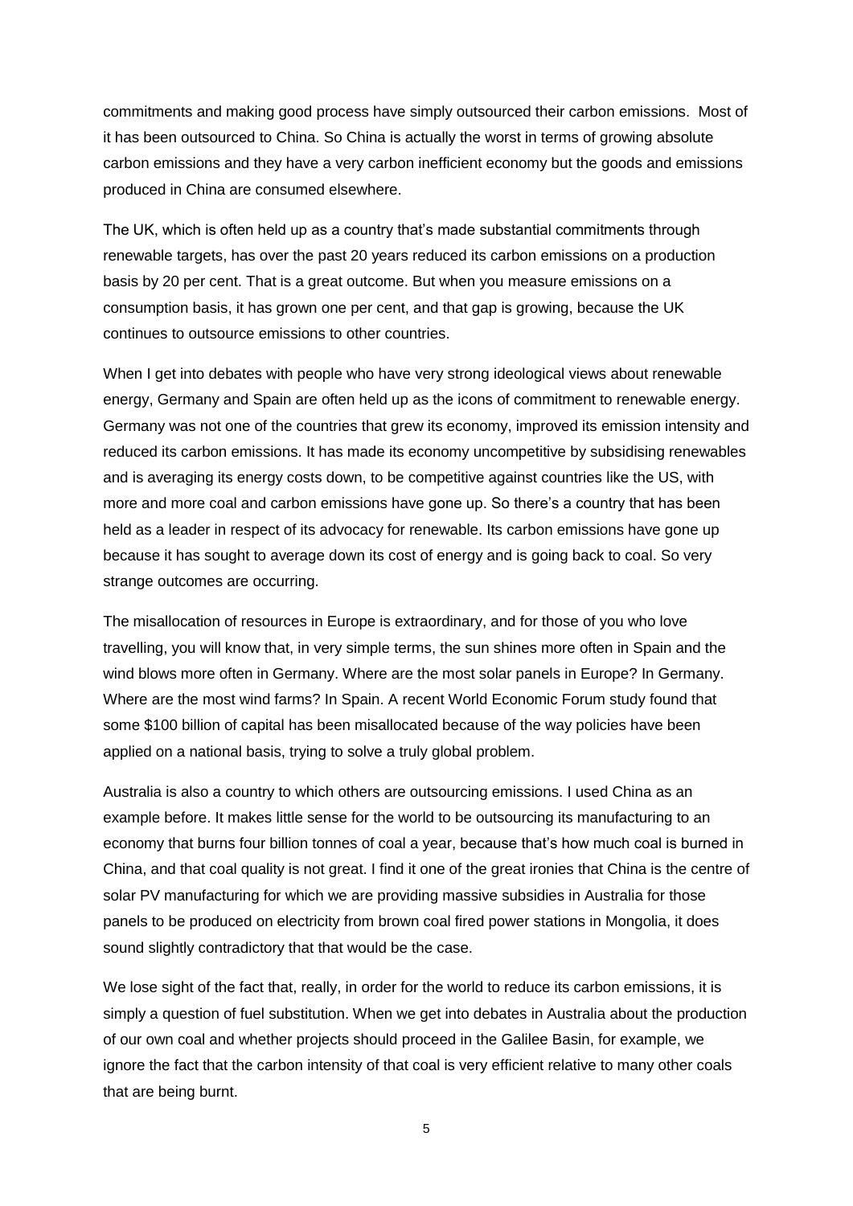commitments and making good process have simply outsourced their carbon emissions. Most of it has been outsourced to China. So China is actually the worst in terms of growing absolute carbon emissions and they have a very carbon inefficient economy but the goods and emissions produced in China are consumed elsewhere.

The UK, which is often held up as a country that's made substantial commitments through renewable targets, has over the past 20 years reduced its carbon emissions on a production basis by 20 per cent. That is a great outcome. But when you measure emissions on a consumption basis, it has grown one per cent, and that gap is growing, because the UK continues to outsource emissions to other countries.

When I get into debates with people who have very strong ideological views about renewable energy, Germany and Spain are often held up as the icons of commitment to renewable energy. Germany was not one of the countries that grew its economy, improved its emission intensity and reduced its carbon emissions. It has made its economy uncompetitive by subsidising renewables and is averaging its energy costs down, to be competitive against countries like the US, with more and more coal and carbon emissions have gone up. So there's a country that has been held as a leader in respect of its advocacy for renewable. Its carbon emissions have gone up because it has sought to average down its cost of energy and is going back to coal. So very strange outcomes are occurring.

The misallocation of resources in Europe is extraordinary, and for those of you who love travelling, you will know that, in very simple terms, the sun shines more often in Spain and the wind blows more often in Germany. Where are the most solar panels in Europe? In Germany. Where are the most wind farms? In Spain. A recent World Economic Forum study found that some $100 billion of capital has been misallocated because of the way policies have been applied on a national basis, trying to solve a truly global problem.

Australia is also a country to which others are outsourcing emissions. I used China as an example before. It makes little sense for the world to be outsourcing its manufacturing to an economy that burns four billion tonnes of coal a year, because that's how much coal is burned in China, and that coal quality is not great. I find it one of the great ironies that China is the centre of solar PV manufacturing for which we are providing massive subsidies in Australia for those panels to be produced on electricity from brown coal fired power stations in Mongolia, it does sound slightly contradictory that that would be the case.

We lose sight of the fact that, really, in order for the world to reduce its carbon emissions, it is simply a question of fuel substitution. When we get into debates in Australia about the production of our own coal and whether projects should proceed in the Galilee Basin, for example, we ignore the fact that the carbon intensity of that coal is very efficient relative to many other coals that are being burnt.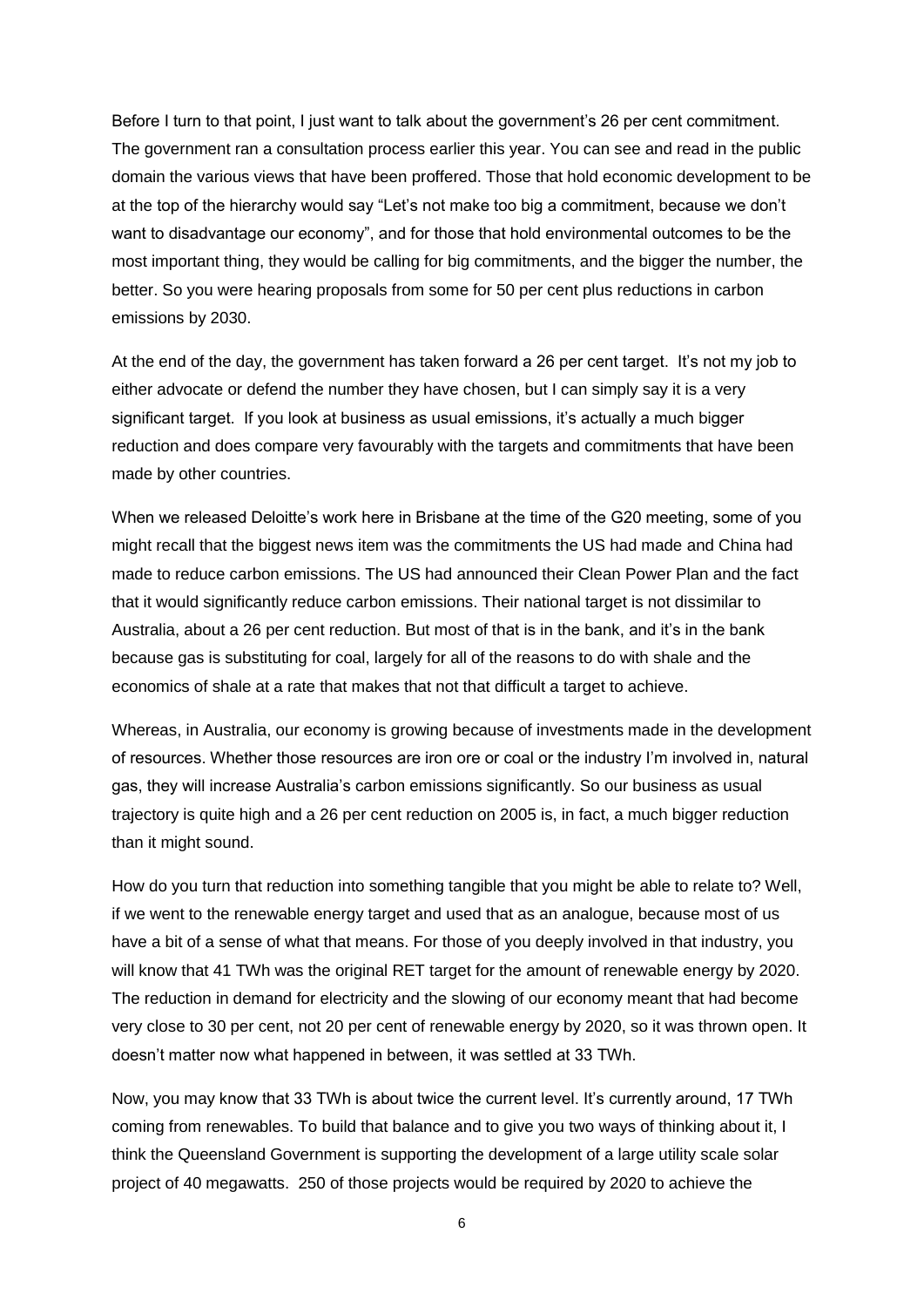Before I turn to that point, I just want to talk about the government's 26 per cent commitment. The government ran a consultation process earlier this year. You can see and read in the public domain the various views that have been proffered. Those that hold economic development to be at the top of the hierarchy would say "Let's not make too big a commitment, because we don't want to disadvantage our economy", and for those that hold environmental outcomes to be the most important thing, they would be calling for big commitments, and the bigger the number, the better. So you were hearing proposals from some for 50 per cent plus reductions in carbon emissions by 2030.

At the end of the day, the government has taken forward a 26 per cent target. It's not my job to either advocate or defend the number they have chosen, but I can simply say it is a very significant target. If you look at business as usual emissions, it's actually a much bigger reduction and does compare very favourably with the targets and commitments that have been made by other countries.

When we released Deloitte's work here in Brisbane at the time of the G20 meeting, some of you might recall that the biggest news item was the commitments the US had made and China had made to reduce carbon emissions. The US had announced their Clean Power Plan and the fact that it would significantly reduce carbon emissions. Their national target is not dissimilar to Australia, about a 26 per cent reduction. But most of that is in the bank, and it's in the bank because gas is substituting for coal, largely for all of the reasons to do with shale and the economics of shale at a rate that makes that not that difficult a target to achieve.

Whereas, in Australia, our economy is growing because of investments made in the development of resources. Whether those resources are iron ore or coal or the industry I'm involved in, natural gas, they will increase Australia's carbon emissions significantly. So our business as usual trajectory is quite high and a 26 per cent reduction on 2005 is, in fact, a much bigger reduction than it might sound.

How do you turn that reduction into something tangible that you might be able to relate to? Well, if we went to the renewable energy target and used that as an analogue, because most of us have a bit of a sense of what that means. For those of you deeply involved in that industry, you will know that 41 TWh was the original RET target for the amount of renewable energy by 2020. The reduction in demand for electricity and the slowing of our economy meant that had become very close to 30 per cent, not 20 per cent of renewable energy by 2020, so it was thrown open. It doesn't matter now what happened in between, it was settled at 33 TWh.

Now, you may know that 33 TWh is about twice the current level. It's currently around, 17 TWh coming from renewables. To build that balance and to give you two ways of thinking about it, I think the Queensland Government is supporting the development of a large utility scale solar project of 40 megawatts. 250 of those projects would be required by 2020 to achieve the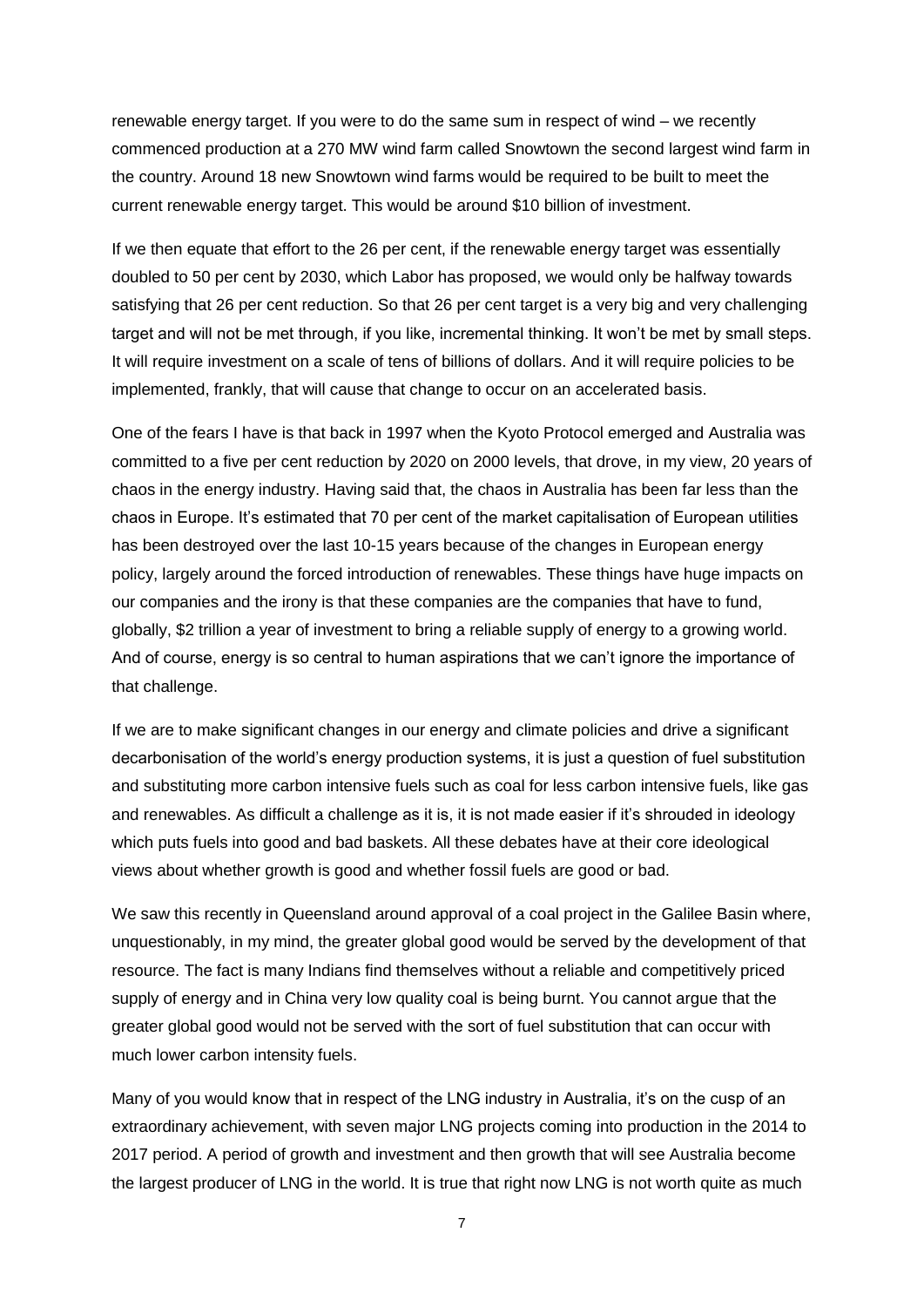renewable energy target. If you were to do the same sum in respect of wind – we recently commenced production at a 270 MW wind farm called Snowtown the second largest wind farm in the country. Around 18 new Snowtown wind farms would be required to be built to meet the current renewable energy target. This would be around $10 billion of investment.

If we then equate that effort to the 26 per cent, if the renewable energy target was essentially doubled to 50 per cent by 2030, which Labor has proposed, we would only be halfway towards satisfying that 26 per cent reduction. So that 26 per cent target is a very big and very challenging target and will not be met through, if you like, incremental thinking. It won't be met by small steps. It will require investment on a scale of tens of billions of dollars. And it will require policies to be implemented, frankly, that will cause that change to occur on an accelerated basis.

One of the fears I have is that back in 1997 when the Kyoto Protocol emerged and Australia was committed to a five per cent reduction by 2020 on 2000 levels, that drove, in my view, 20 years of chaos in the energy industry. Having said that, the chaos in Australia has been far less than the chaos in Europe. It's estimated that 70 per cent of the market capitalisation of European utilities has been destroyed over the last 10-15 years because of the changes in European energy policy, largely around the forced introduction of renewables. These things have huge impacts on our companies and the irony is that these companies are the companies that have to fund, globally, $2 trillion a year of investment to bring a reliable supply of energy to a growing world. And of course, energy is so central to human aspirations that we can't ignore the importance of that challenge.

If we are to make significant changes in our energy and climate policies and drive a significant decarbonisation of the world's energy production systems, it is just a question of fuel substitution and substituting more carbon intensive fuels such as coal for less carbon intensive fuels, like gas and renewables. As difficult a challenge as it is, it is not made easier if it's shrouded in ideology which puts fuels into good and bad baskets. All these debates have at their core ideological views about whether growth is good and whether fossil fuels are good or bad.

We saw this recently in Queensland around approval of a coal project in the Galilee Basin where, unquestionably, in my mind, the greater global good would be served by the development of that resource. The fact is many Indians find themselves without a reliable and competitively priced supply of energy and in China very low quality coal is being burnt. You cannot argue that the greater global good would not be served with the sort of fuel substitution that can occur with much lower carbon intensity fuels.

Many of you would know that in respect of the LNG industry in Australia, it's on the cusp of an extraordinary achievement, with seven major LNG projects coming into production in the 2014 to 2017 period. A period of growth and investment and then growth that will see Australia become the largest producer of LNG in the world. It is true that right now LNG is not worth quite as much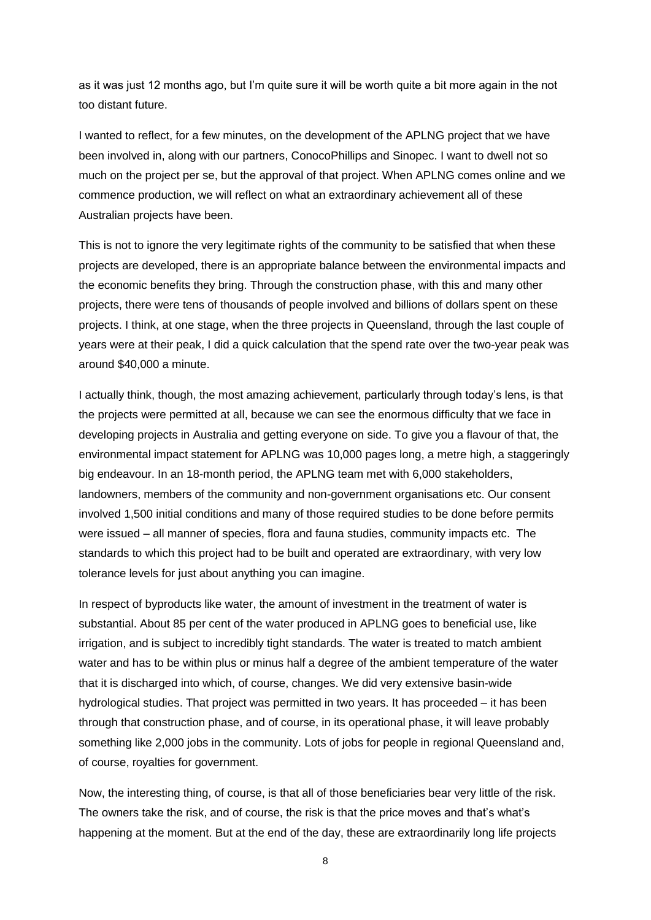as it was just 12 months ago, but I'm quite sure it will be worth quite a bit more again in the not too distant future.

I wanted to reflect, for a few minutes, on the development of the APLNG project that we have been involved in, along with our partners, ConocoPhillips and Sinopec. I want to dwell not so much on the project per se, but the approval of that project. When APLNG comes online and we commence production, we will reflect on what an extraordinary achievement all of these Australian projects have been.

This is not to ignore the very legitimate rights of the community to be satisfied that when these projects are developed, there is an appropriate balance between the environmental impacts and the economic benefits they bring. Through the construction phase, with this and many other projects, there were tens of thousands of people involved and billions of dollars spent on these projects. I think, at one stage, when the three projects in Queensland, through the last couple of years were at their peak, I did a quick calculation that the spend rate over the two-year peak was around $40,000 a minute.

I actually think, though, the most amazing achievement, particularly through today's lens, is that the projects were permitted at all, because we can see the enormous difficulty that we face in developing projects in Australia and getting everyone on side. To give you a flavour of that, the environmental impact statement for APLNG was 10,000 pages long, a metre high, a staggeringly big endeavour. In an 18-month period, the APLNG team met with 6,000 stakeholders, landowners, members of the community and non-government organisations etc. Our consent involved 1,500 initial conditions and many of those required studies to be done before permits were issued – all manner of species, flora and fauna studies, community impacts etc. The standards to which this project had to be built and operated are extraordinary, with very low tolerance levels for just about anything you can imagine.

In respect of byproducts like water, the amount of investment in the treatment of water is substantial. About 85 per cent of the water produced in APLNG goes to beneficial use, like irrigation, and is subject to incredibly tight standards. The water is treated to match ambient water and has to be within plus or minus half a degree of the ambient temperature of the water that it is discharged into which, of course, changes. We did very extensive basin-wide hydrological studies. That project was permitted in two years. It has proceeded – it has been through that construction phase, and of course, in its operational phase, it will leave probably something like 2,000 jobs in the community. Lots of jobs for people in regional Queensland and, of course, royalties for government.

Now, the interesting thing, of course, is that all of those beneficiaries bear very little of the risk. The owners take the risk, and of course, the risk is that the price moves and that's what's happening at the moment. But at the end of the day, these are extraordinarily long life projects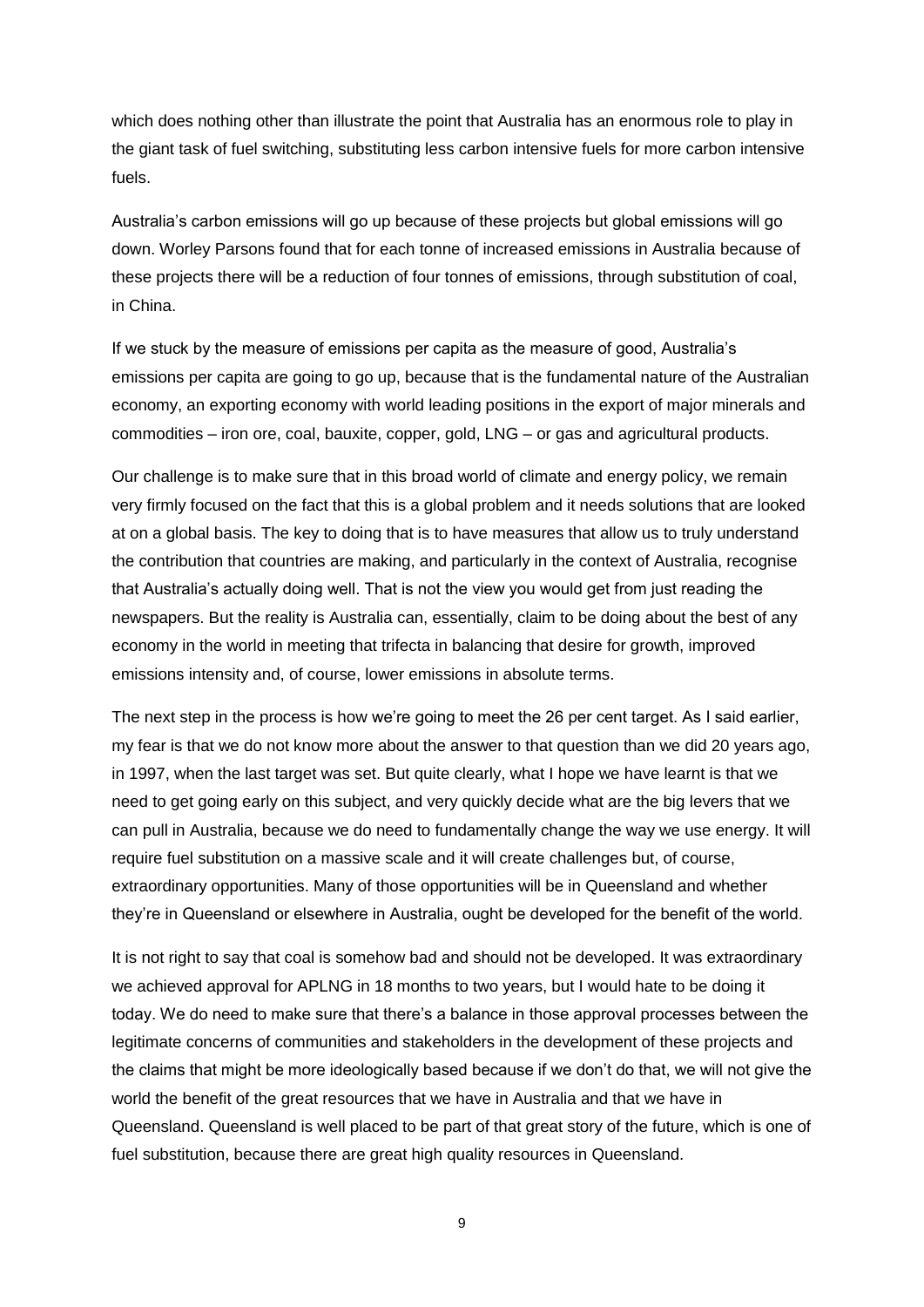which does nothing other than illustrate the point that Australia has an enormous role to play in the giant task of fuel switching, substituting less carbon intensive fuels for more carbon intensive fuels.

Australia's carbon emissions will go up because of these projects but global emissions will go down. Worley Parsons found that for each tonne of increased emissions in Australia because of these projects there will be a reduction of four tonnes of emissions, through substitution of coal, in China.

If we stuck by the measure of emissions per capita as the measure of good, Australia's emissions per capita are going to go up, because that is the fundamental nature of the Australian economy, an exporting economy with world leading positions in the export of major minerals and commodities – iron ore, coal, bauxite, copper, gold, LNG – or gas and agricultural products.

Our challenge is to make sure that in this broad world of climate and energy policy, we remain very firmly focused on the fact that this is a global problem and it needs solutions that are looked at on a global basis. The key to doing that is to have measures that allow us to truly understand the contribution that countries are making, and particularly in the context of Australia, recognise that Australia's actually doing well. That is not the view you would get from just reading the newspapers. But the reality is Australia can, essentially, claim to be doing about the best of any economy in the world in meeting that trifecta in balancing that desire for growth, improved emissions intensity and, of course, lower emissions in absolute terms.

The next step in the process is how we're going to meet the 26 per cent target. As I said earlier, my fear is that we do not know more about the answer to that question than we did 20 years ago, in 1997, when the last target was set. But quite clearly, what I hope we have learnt is that we need to get going early on this subject, and very quickly decide what are the big levers that we can pull in Australia, because we do need to fundamentally change the way we use energy. It will require fuel substitution on a massive scale and it will create challenges but, of course, extraordinary opportunities. Many of those opportunities will be in Queensland and whether they're in Queensland or elsewhere in Australia, ought be developed for the benefit of the world.

It is not right to say that coal is somehow bad and should not be developed. It was extraordinary we achieved approval for APLNG in 18 months to two years, but I would hate to be doing it today. We do need to make sure that there's a balance in those approval processes between the legitimate concerns of communities and stakeholders in the development of these projects and the claims that might be more ideologically based because if we don't do that, we will not give the world the benefit of the great resources that we have in Australia and that we have in Queensland. Queensland is well placed to be part of that great story of the future, which is one of fuel substitution, because there are great high quality resources in Queensland.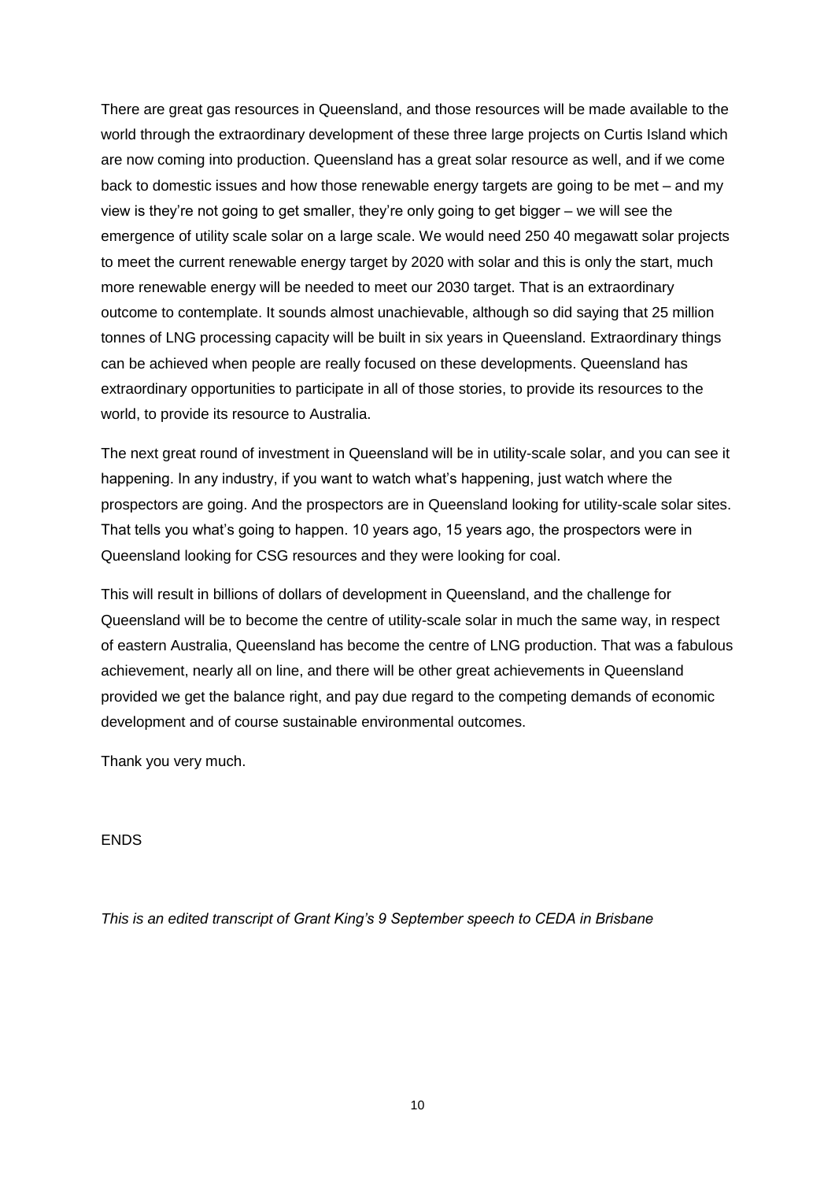There are great gas resources in Queensland, and those resources will be made available to the world through the extraordinary development of these three large projects on Curtis Island which are now coming into production. Queensland has a great solar resource as well, and if we come back to domestic issues and how those renewable energy targets are going to be met – and my view is they're not going to get smaller, they're only going to get bigger – we will see the emergence of utility scale solar on a large scale. We would need 250 40 megawatt solar projects to meet the current renewable energy target by 2020 with solar and this is only the start, much more renewable energy will be needed to meet our 2030 target. That is an extraordinary outcome to contemplate. It sounds almost unachievable, although so did saying that 25 million tonnes of LNG processing capacity will be built in six years in Queensland. Extraordinary things can be achieved when people are really focused on these developments. Queensland has extraordinary opportunities to participate in all of those stories, to provide its resources to the world, to provide its resource to Australia.

The next great round of investment in Queensland will be in utility-scale solar, and you can see it happening. In any industry, if you want to watch what's happening, just watch where the prospectors are going. And the prospectors are in Queensland looking for utility-scale solar sites. That tells you what's going to happen. 10 years ago, 15 years ago, the prospectors were in Queensland looking for CSG resources and they were looking for coal.

This will result in billions of dollars of development in Queensland, and the challenge for Queensland will be to become the centre of utility-scale solar in much the same way, in respect of eastern Australia, Queensland has become the centre of LNG production. That was a fabulous achievement, nearly all on line, and there will be other great achievements in Queensland provided we get the balance right, and pay due regard to the competing demands of economic development and of course sustainable environmental outcomes.

Thank you very much.

ENDS

*This is an edited transcript of Grant King's 9 September speech to CEDA in Brisbane*